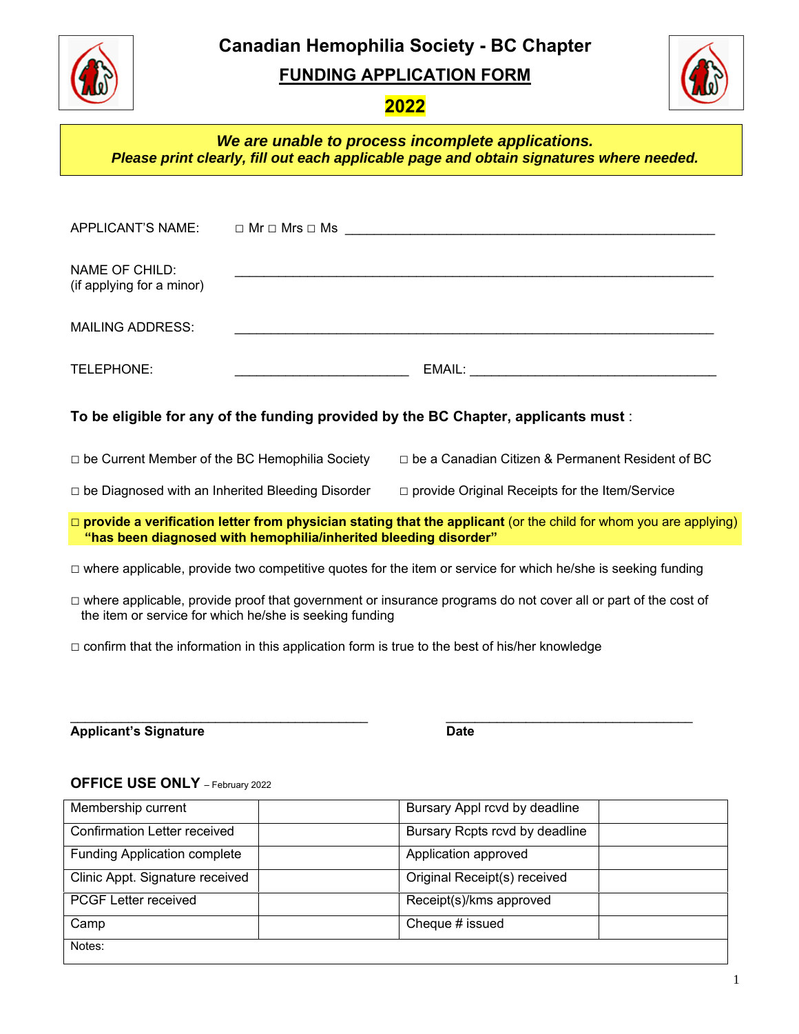# Canadian Hemophilia Society - BC Chapter

## FUNDING APPLICATION FORM

## 2022

***We are unable to process incomplete applications.***
***Please print clearly, fill out each applicable page and obtain signatures where needed.***

APPLICANT'S NAME: □ Mr □ Mrs □ Ms ____________________________________________________

NAME OF CHILD: ____________________________________________________________
(if applying for a minor)

MAILING ADDRESS: ____________________________________________________________

TELEPHONE: ________________________ EMAIL: __________________________________

**To be eligible for any of the funding provided by the BC Chapter, applicants must** :

□ be Current Member of the BC Hemophilia Society

□ be a Canadian Citizen & Permanent Resident of BC

□ be Diagnosed with an Inherited Bleeding Disorder

□ provide Original Receipts for the Item/Service

□ **provide a verification letter from physician stating that the applicant** (or the child for whom you are applying) **"has been diagnosed with hemophilia/inherited bleeding disorder"**

□ where applicable, provide two competitive quotes for the item or service for which he/she is seeking funding

□ where applicable, provide proof that government or insurance programs do not cover all or part of the cost of the item or service for which he/she is seeking funding

□ confirm that the information in this application form is true to the best of his/her knowledge

________________________________________ ________________________________
**Applicant's Signature** **Date**

**OFFICE USE ONLY** – February 2022

| Membership current | | Bursary Appl rcvd by deadline | |
|---|---|---|---|
| Confirmation Letter received | | Bursary Rcpts rcvd by deadline | |
| Funding Application complete | | Application approved | |
| Clinic Appt. Signature received | | Original Receipt(s) received | |
| PCGF Letter received | | Receipt(s)/kms approved | |
| Camp | | Cheque # issued | |
| Notes: | | | |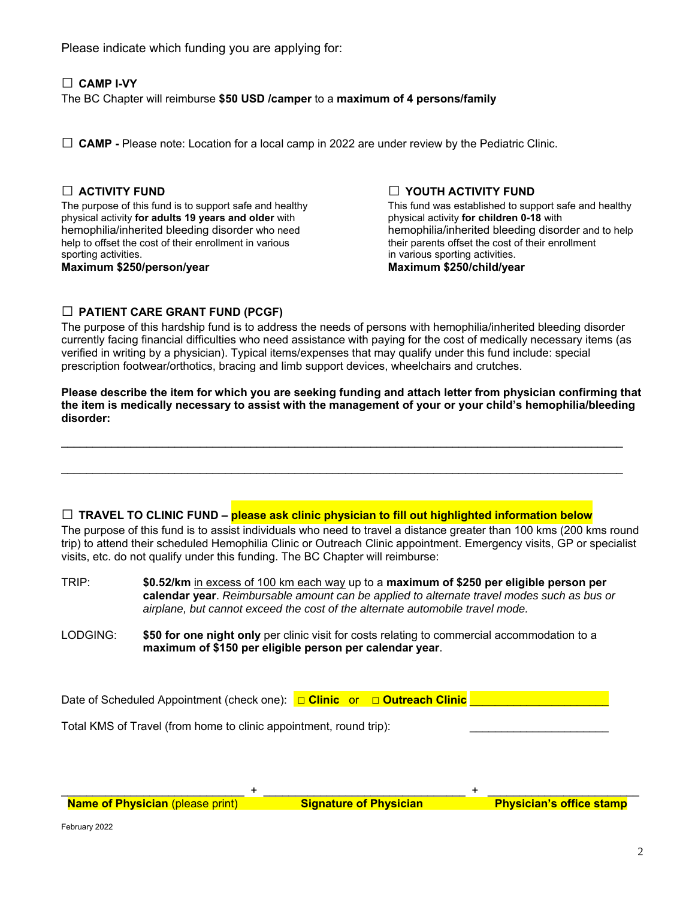Please indicate which funding you are applying for:

☐ **CAMP I-VY**

The BC Chapter will reimburse **$50 USD /camper** to a **maximum of 4 persons/family**

☐ **CAMP -** Please note: Location for a local camp in 2022 are under review by the Pediatric Clinic.

☐ **ACTIVITY FUND**

The purpose of this fund is to support safe and healthy physical activity **for adults 19 years and older** with hemophilia/inherited bleeding disorder who need help to offset the cost of their enrollment in various sporting activities.

**Maximum $250/person/year**

☐ **YOUTH ACTIVITY FUND**

This fund was established to support safe and healthy physical activity **for children 0-18** with hemophilia/inherited bleeding disorder and to help their parents offset the cost of their enrollment in various sporting activities.

**Maximum $250/child/year**

☐ **PATIENT CARE GRANT FUND (PCGF)**

The purpose of this hardship fund is to address the needs of persons with hemophilia/inherited bleeding disorder currently facing financial difficulties who need assistance with paying for the cost of medically necessary items (as verified in writing by a physician). Typical items/expenses that may qualify under this fund include: special prescription footwear/orthotics, bracing and limb support devices, wheelchairs and crutches.

**Please describe the item for which you are seeking funding and attach letter from physician confirming that the item is medically necessary to assist with the management of your or your child's hemophilia/bleeding disorder:**

_______________________________________________________________________________________

_______________________________________________________________________________________

☐ **TRAVEL TO CLINIC FUND – please ask clinic physician to fill out highlighted information below**

The purpose of this fund is to assist individuals who need to travel a distance greater than 100 kms (200 kms round trip) to attend their scheduled Hemophilia Clinic or Outreach Clinic appointment. Emergency visits, GP or specialist visits, etc. do not qualify under this funding. The BC Chapter will reimburse:

TRIP: **$0.52/km** in excess of 100 km each way up to a **maximum of $250 per eligible person per calendar year**. *Reimbursable amount can be applied to alternate travel modes such as bus or airplane, but cannot exceed the cost of the alternate automobile travel mode.*

LODGING: **$50 for one night only** per clinic visit for costs relating to commercial accommodation to a **maximum of $150 per eligible person per calendar year**.

Date of Scheduled Appointment (check one): **□ Clinic** or **□ Outreach Clinic** ______________________

Total KMS of Travel (from home to clinic appointment, round trip): ______________________

______________________________ + ________________________________ + ________________________

**Name of Physician** (please print) **Signature of Physician** **Physician's office stamp**

February 2022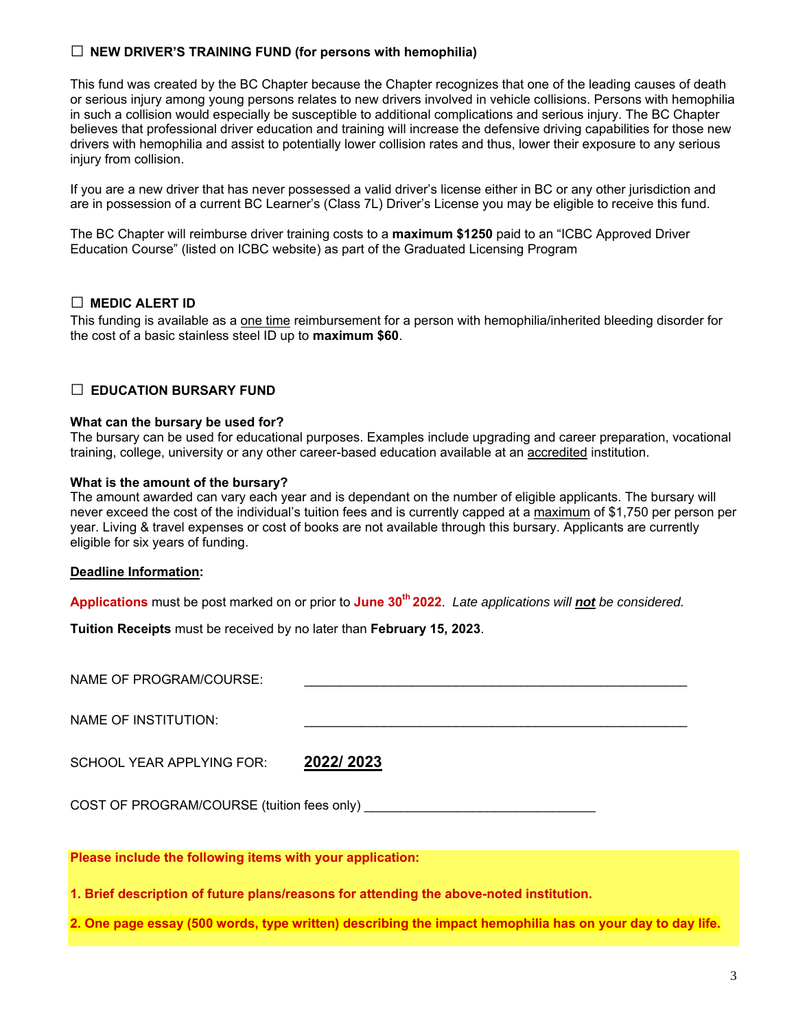☐ **NEW DRIVER'S TRAINING FUND (for persons with hemophilia)**

This fund was created by the BC Chapter because the Chapter recognizes that one of the leading causes of death or serious injury among young persons relates to new drivers involved in vehicle collisions. Persons with hemophilia in such a collision would especially be susceptible to additional complications and serious injury. The BC Chapter believes that professional driver education and training will increase the defensive driving capabilities for those new drivers with hemophilia and assist to potentially lower collision rates and thus, lower their exposure to any serious injury from collision.

If you are a new driver that has never possessed a valid driver's license either in BC or any other jurisdiction and are in possession of a current BC Learner's (Class 7L) Driver's License you may be eligible to receive this fund.

The BC Chapter will reimburse driver training costs to a **maximum $1250** paid to an "ICBC Approved Driver Education Course" (listed on ICBC website) as part of the Graduated Licensing Program

☐ **MEDIC ALERT ID**

This funding is available as a one time reimbursement for a person with hemophilia/inherited bleeding disorder for the cost of a basic stainless steel ID up to **maximum $60**.

☐ **EDUCATION BURSARY FUND**

**What can the bursary be used for?**
The bursary can be used for educational purposes. Examples include upgrading and career preparation, vocational training, college, university or any other career-based education available at an accredited institution.

**What is the amount of the bursary?**
The amount awarded can vary each year and is dependant on the number of eligible applicants. The bursary will never exceed the cost of the individual's tuition fees and is currently capped at a maximum of $1,750 per person per year. Living & travel expenses or cost of books are not available through this bursary. Applicants are currently eligible for six years of funding.

**Deadline Information:**

**Applications** must be post marked on or prior to **June 30th 2022**. *Late applications will **not** be considered.*

**Tuition Receipts** must be received by no later than **February 15, 2023**.

NAME OF PROGRAM/COURSE: ______________________________________________________

NAME OF INSTITUTION: ______________________________________________________

SCHOOL YEAR APPLYING FOR: **2022/ 2023**

COST OF PROGRAM/COURSE (tuition fees only) ________________________________

**Please include the following items with your application:**

**1. Brief description of future plans/reasons for attending the above-noted institution.**

**2. One page essay (500 words, type written) describing the impact hemophilia has on your day to day life.**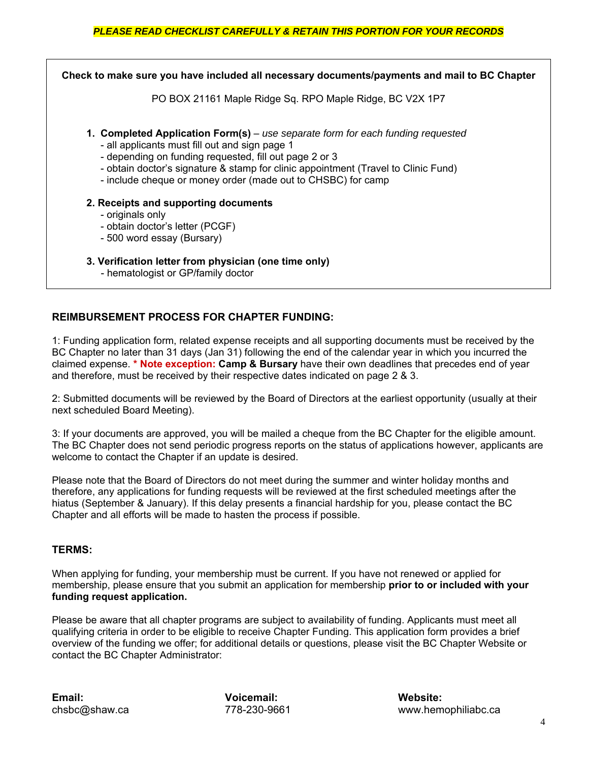***PLEASE READ CHECKLIST CAREFULLY & RETAIN THIS PORTION FOR YOUR RECORDS***

**Check to make sure you have included all necessary documents/payments and mail to BC Chapter**

PO BOX 21161 Maple Ridge Sq. RPO Maple Ridge, BC V2X 1P7

1. **Completed Application Form(s)** – *use separate form for each funding requested*
   - all applicants must fill out and sign page 1
   - depending on funding requested, fill out page 2 or 3
   - obtain doctor's signature & stamp for clinic appointment (Travel to Clinic Fund)
   - include cheque or money order (made out to CHSBC) for camp

2. **Receipts and supporting documents**
   - originals only
   - obtain doctor's letter (PCGF)
   - 500 word essay (Bursary)

3. **Verification letter from physician (one time only)**
   - hematologist or GP/family doctor

## REIMBURSEMENT PROCESS FOR CHAPTER FUNDING:

1: Funding application form, related expense receipts and all supporting documents must be received by the BC Chapter no later than 31 days (Jan 31) following the end of the calendar year in which you incurred the claimed expense. **\* Note exception:** **Camp & Bursary** have their own deadlines that precedes end of year and therefore, must be received by their respective dates indicated on page 2 & 3.

2: Submitted documents will be reviewed by the Board of Directors at the earliest opportunity (usually at their next scheduled Board Meeting).

3: If your documents are approved, you will be mailed a cheque from the BC Chapter for the eligible amount. The BC Chapter does not send periodic progress reports on the status of applications however, applicants are welcome to contact the Chapter if an update is desired.

Please note that the Board of Directors do not meet during the summer and winter holiday months and therefore, any applications for funding requests will be reviewed at the first scheduled meetings after the hiatus (September & January). If this delay presents a financial hardship for you, please contact the BC Chapter and all efforts will be made to hasten the process if possible.

## TERMS:

When applying for funding, your membership must be current. If you have not renewed or applied for membership, please ensure that you submit an application for membership **prior to or included with your funding request application.**

Please be aware that all chapter programs are subject to availability of funding. Applicants must meet all qualifying criteria in order to be eligible to receive Chapter Funding. This application form provides a brief overview of the funding we offer; for additional details or questions, please visit the BC Chapter Website or contact the BC Chapter Administrator:

**Email:**
chsbc@shaw.ca

**Voicemail:**
778-230-9661

**Website:**
www.hemophiliabc.ca